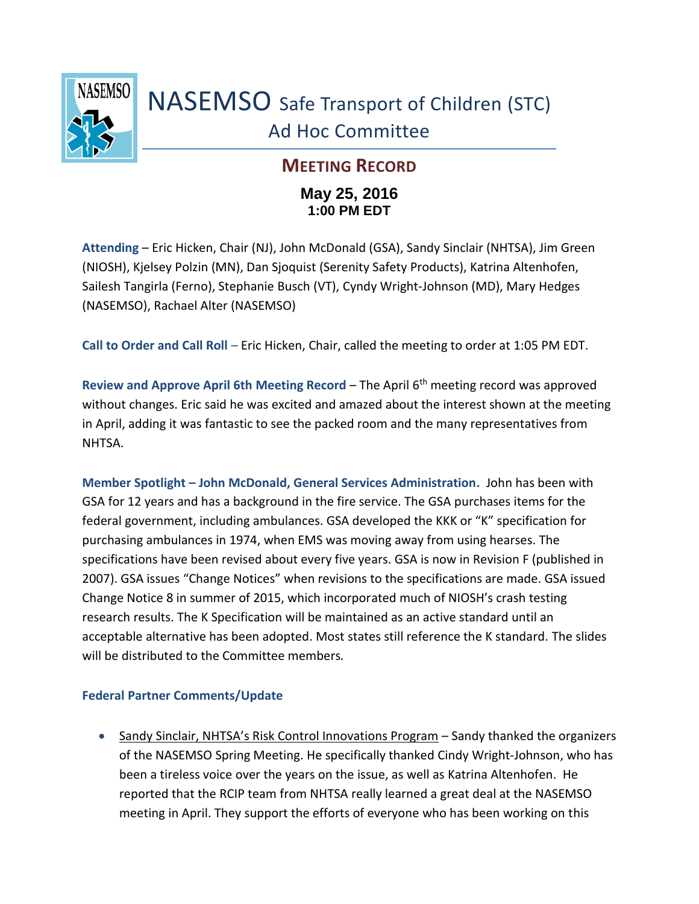# NASEMSO Safe Transport of Children (STC) Ad Hoc Committee

## MEETING RECORD

**May 25, 2016**
**1:00 PM EDT**

**Attending** – Eric Hicken, Chair (NJ), John McDonald (GSA), Sandy Sinclair (NHTSA), Jim Green (NIOSH), Kjelsey Polzin (MN), Dan Sjoquist (Serenity Safety Products), Katrina Altenhofen, Sailesh Tangirla (Ferno), Stephanie Busch (VT), Cyndy Wright-Johnson (MD), Mary Hedges (NASEMSO), Rachael Alter (NASEMSO)

**Call to Order and Call Roll** – Eric Hicken, Chair, called the meeting to order at 1:05 PM EDT.

**Review and Approve April 6th Meeting Record** – The April 6th meeting record was approved without changes. Eric said he was excited and amazed about the interest shown at the meeting in April, adding it was fantastic to see the packed room and the many representatives from NHTSA.

**Member Spotlight – John McDonald, General Services Administration.** John has been with GSA for 12 years and has a background in the fire service. The GSA purchases items for the federal government, including ambulances. GSA developed the KKK or "K" specification for purchasing ambulances in 1974, when EMS was moving away from using hearses. The specifications have been revised about every five years. GSA is now in Revision F (published in 2007). GSA issues "Change Notices" when revisions to the specifications are made. GSA issued Change Notice 8 in summer of 2015, which incorporated much of NIOSH's crash testing research results. The K Specification will be maintained as an active standard until an acceptable alternative has been adopted. Most states still reference the K standard. The slides will be distributed to the Committee members.

**Federal Partner Comments/Update**

- Sandy Sinclair, NHTSA's Risk Control Innovations Program – Sandy thanked the organizers of the NASEMSO Spring Meeting. He specifically thanked Cindy Wright-Johnson, who has been a tireless voice over the years on the issue, as well as Katrina Altenhofen. He reported that the RCIP team from NHTSA really learned a great deal at the NASEMSO meeting in April. They support the efforts of everyone who has been working on this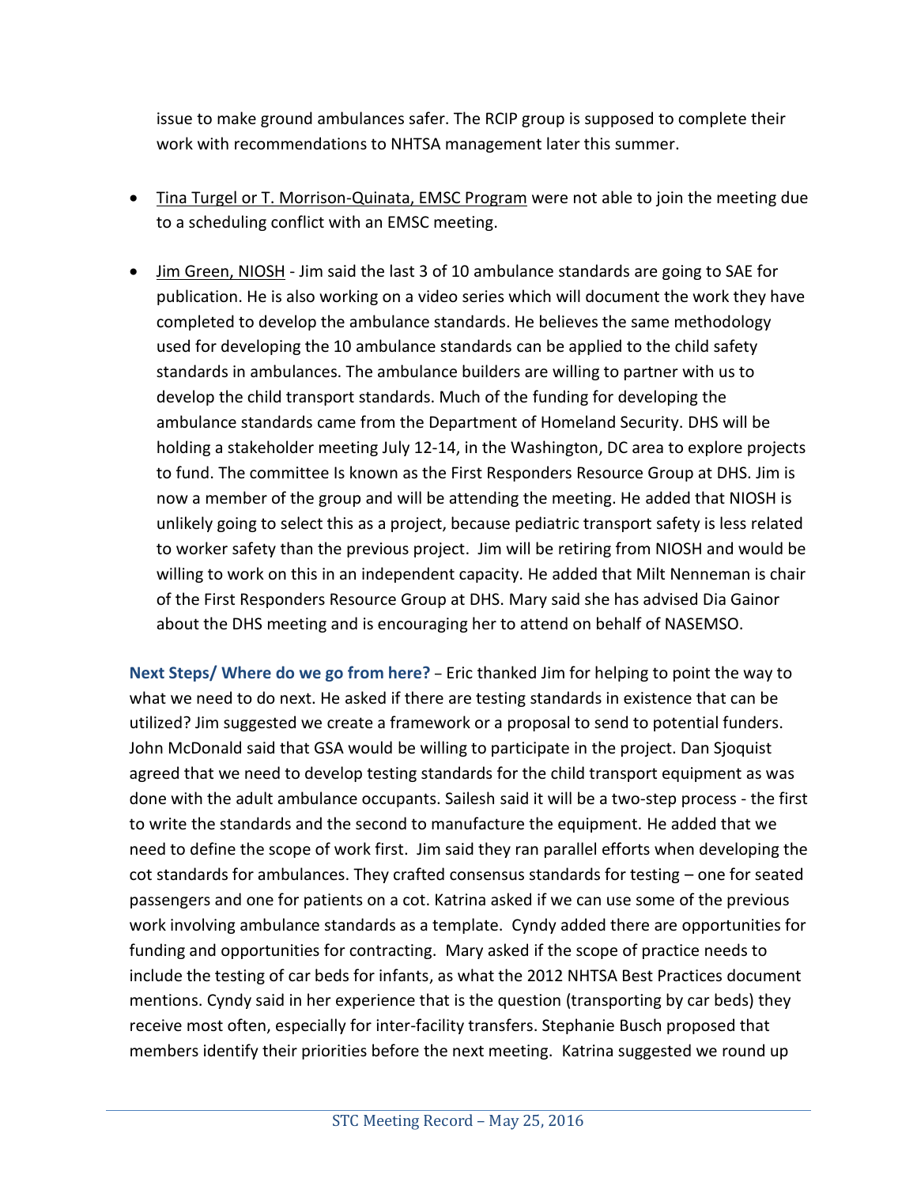issue to make ground ambulances safer. The RCIP group is supposed to complete their work with recommendations to NHTSA management later this summer.

- Tina Turgel or T. Morrison-Quinata, EMSC Program were not able to join the meeting due to a scheduling conflict with an EMSC meeting.

- Jim Green, NIOSH - Jim said the last 3 of 10 ambulance standards are going to SAE for publication. He is also working on a video series which will document the work they have completed to develop the ambulance standards. He believes the same methodology used for developing the 10 ambulance standards can be applied to the child safety standards in ambulances. The ambulance builders are willing to partner with us to develop the child transport standards. Much of the funding for developing the ambulance standards came from the Department of Homeland Security. DHS will be holding a stakeholder meeting July 12-14, in the Washington, DC area to explore projects to fund. The committee Is known as the First Responders Resource Group at DHS. Jim is now a member of the group and will be attending the meeting. He added that NIOSH is unlikely going to select this as a project, because pediatric transport safety is less related to worker safety than the previous project. Jim will be retiring from NIOSH and would be willing to work on this in an independent capacity. He added that Milt Nenneman is chair of the First Responders Resource Group at DHS. Mary said she has advised Dia Gainor about the DHS meeting and is encouraging her to attend on behalf of NASEMSO.

**Next Steps/ Where do we go from here?** – Eric thanked Jim for helping to point the way to what we need to do next. He asked if there are testing standards in existence that can be utilized? Jim suggested we create a framework or a proposal to send to potential funders. John McDonald said that GSA would be willing to participate in the project. Dan Sjoquist agreed that we need to develop testing standards for the child transport equipment as was done with the adult ambulance occupants. Sailesh said it will be a two-step process - the first to write the standards and the second to manufacture the equipment. He added that we need to define the scope of work first. Jim said they ran parallel efforts when developing the cot standards for ambulances. They crafted consensus standards for testing – one for seated passengers and one for patients on a cot. Katrina asked if we can use some of the previous work involving ambulance standards as a template. Cyndy added there are opportunities for funding and opportunities for contracting. Mary asked if the scope of practice needs to include the testing of car beds for infants, as what the 2012 NHTSA Best Practices document mentions. Cyndy said in her experience that is the question (transporting by car beds) they receive most often, especially for inter-facility transfers. Stephanie Busch proposed that members identify their priorities before the next meeting. Katrina suggested we round up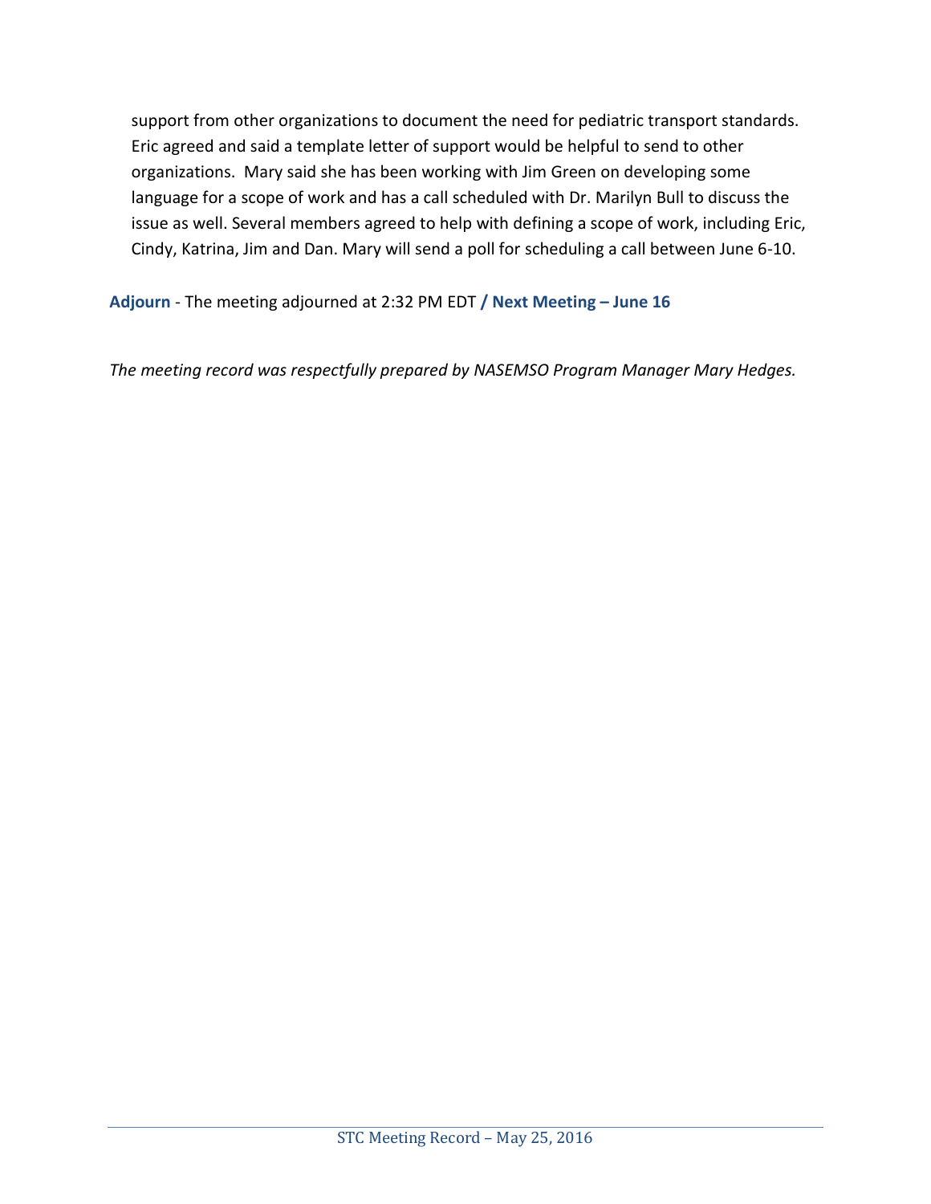support from other organizations to document the need for pediatric transport standards. Eric agreed and said a template letter of support would be helpful to send to other organizations. Mary said she has been working with Jim Green on developing some language for a scope of work and has a call scheduled with Dr. Marilyn Bull to discuss the issue as well. Several members agreed to help with defining a scope of work, including Eric, Cindy, Katrina, Jim and Dan. Mary will send a poll for scheduling a call between June 6-10.

**Adjourn** - The meeting adjourned at 2:32 PM EDT **/ Next Meeting – June 16**

*The meeting record was respectfully prepared by NASEMSO Program Manager Mary Hedges.*